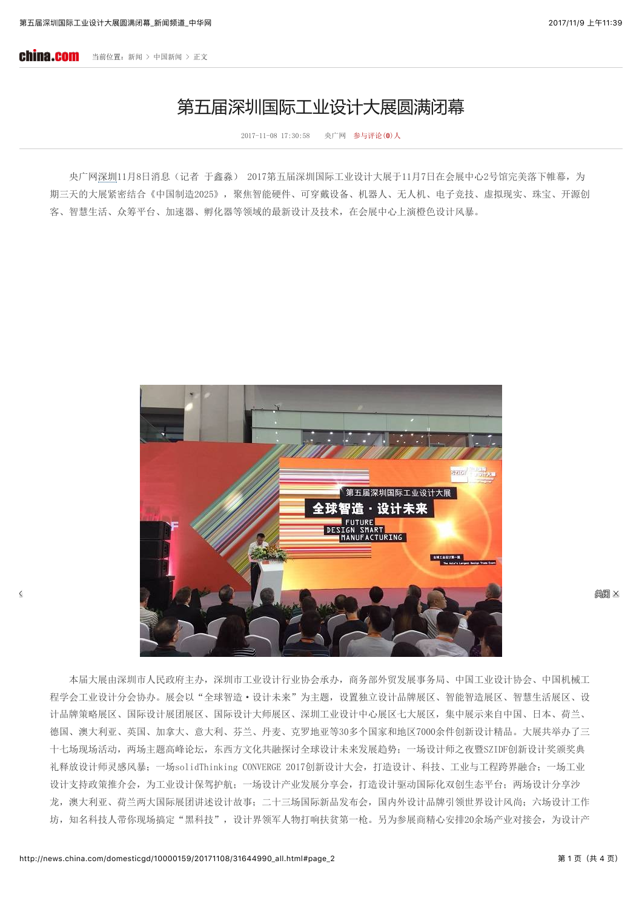# 第五届深圳国际工业设计大展圆满闭幕

2017-11-08 17:30:58　央广网　参与评论(0)人

央广网深圳11月8日消息（记者 于鑫淼） 2017第五届深圳国际工业设计大展于11月7日在会展中心2号馆完美落下帷幕，为期三天的大展紧密结合《中国制造2025》，聚焦智能硬件、可穿戴设备、机器人、无人机、电子竞技、虚拟现实、珠宝、开源创客、智慧生活、众筹平台、加速器、孵化器等领域的最新设计及技术，在会展中心上演橙色设计风暴。

本届大展由深圳市人民政府主办，深圳市工业设计行业协会承办，商务部外贸发展事务局、中国工业设计协会、中国机械工程学会工业设计分会协办。展会以“全球智造・设计未来”为主题，设置独立设计品牌展区、智能智造展区、智慧生活展区、设计品牌策略展区、国际设计展团展区、国际设计大师展区、深圳工业设计中心展区七大展区，集中展示来自中国、日本、荷兰、德国、澳大利亚、英国、加拿大、意大利、芬兰、丹麦、克罗地亚等30多个国家和地区7000余件创新设计精品。大展共举办了三十七场现场活动，两场主题高峰论坛，东西方文化共融探讨全球设计未来发展趋势；一场设计师之夜暨SZIDF创新设计奖颁奖典礼释放设计师灵感风暴；一场solidThinking CONVERGE 2017创新设计大会，打造设计、科技、工业与工程跨界融合；一场工业设计支持政策推介会，为工业设计保驾护航；一场设计产业发展分享会，打造设计驱动国际化双创生态平台；两场设计分享沙龙，澳大利亚、荷兰两大国际展团讲述设计故事；二十三场国际新品发布会，国内外设计品牌引领世界设计风尚；六场设计工作坊，知名科技人带你现场搞定“黑科技”，设计界领军人物打响扶贫第一枪。另为参展商精心安排20余场产业对接会，为设计产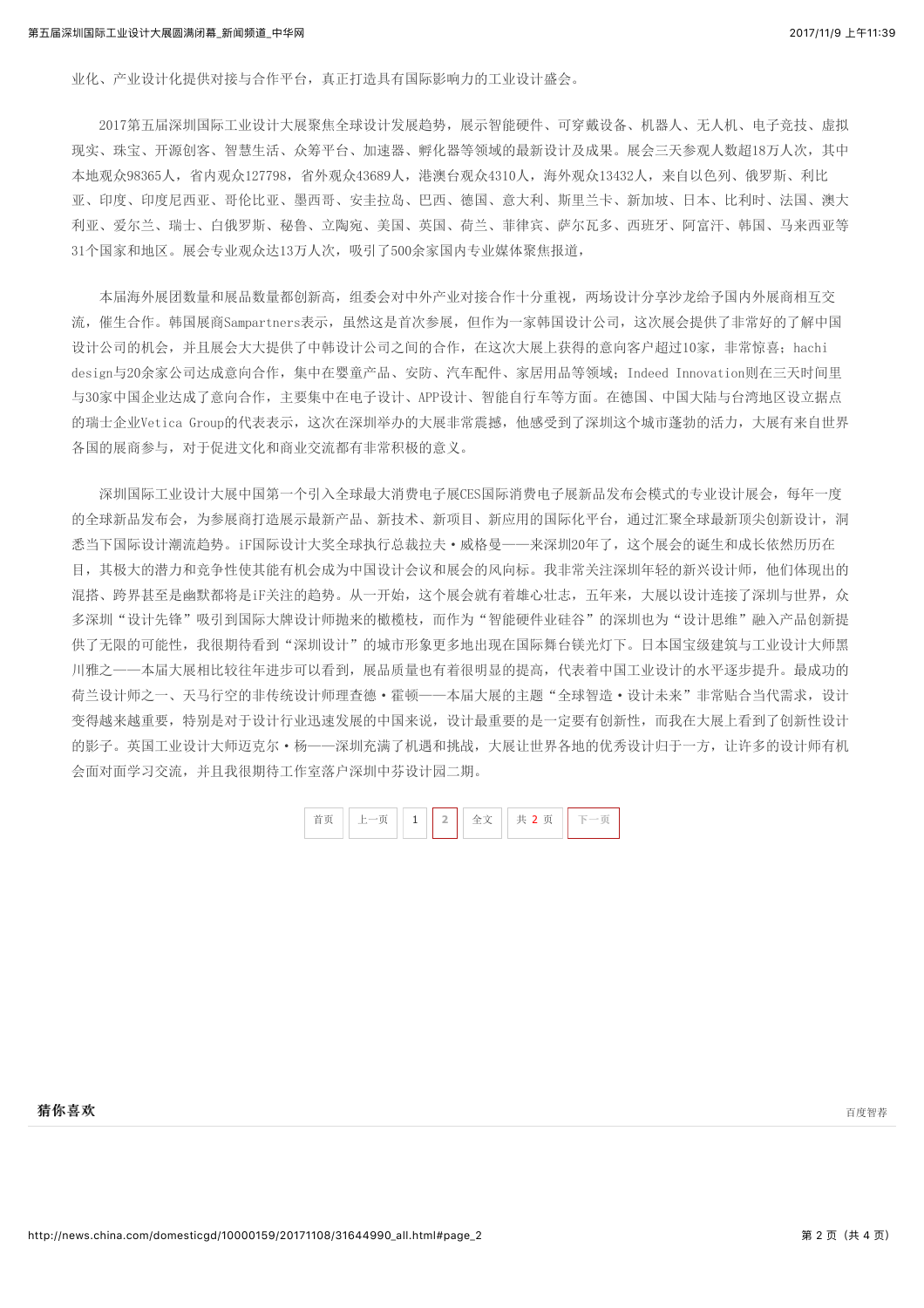业化、产业设计化提供对接与合作平台，真正打造具有国际影响力的工业设计盛会。

2017第五届深圳国际工业设计大展聚焦全球设计发展趋势，展示智能硬件、可穿戴设备、机器人、无人机、电子竞技、虚拟现实、珠宝、开源创客、智慧生活、众筹平台、加速器、孵化器等领域的最新设计及成果。展会三天参观人数超18万人次，其中本地观众98365人，省内观众127798，省外观众43689人，港澳台观众4310人，海外观众13432人，来自以色列、俄罗斯、利比亚、印度、印度尼西亚、哥伦比亚、墨西哥、安圭拉岛、巴西、德国、意大利、斯里兰卡、新加坡、日本、比利时、法国、澳大利亚、爱尔兰、瑞士、白俄罗斯、秘鲁、立陶宛、美国、英国、荷兰、菲律宾、萨尔瓦多、西班牙、阿富汗、韩国、马来西亚等31个国家和地区。展会专业观众达13万人次，吸引了500余家国内专业媒体聚焦报道，

本届海外展团数量和展品数量都创新高，组委会对中外产业对接合作十分重视，两场设计分享沙龙给予国内外展商相互交流，催生合作。韩国展商Sampartners表示，虽然这是首次参展，但作为一家韩国设计公司，这次展会提供了非常好的了解中国设计公司的机会，并且展会大大提供了中韩设计公司之间的合作，在这次大展上获得的意向客户超过10家，非常惊喜；hachi design与20余家公司达成意向合作，集中在婴童产品、安防、汽车配件、家居用品等领域；Indeed Innovation则在三天时间里与30家中国企业达成了意向合作，主要集中在电子设计、APP设计、智能自行车等方面。在德国、中国大陆与台湾地区设立据点的瑞士企业Vetica Group的代表表示，这次在深圳举办的大展非常震撼，他感受到了深圳这个城市蓬勃的活力，大展有来自世界各国的展商参与，对于促进文化和商业交流都有非常积极的意义。

深圳国际工业设计大展中国第一个引入全球最大消费电子展CES国际消费电子展新品发布会模式的专业设计展会，每年一度的全球新品发布会，为参展商打造展示最新产品、新技术、新项目、新应用的国际化平台，通过汇聚全球最新顶尖创新设计，洞悉当下国际设计潮流趋势。iF国际设计大奖全球执行总裁拉夫·威格曼——来深圳20年了，这个展会的诞生和成长依然历历在目，其极大的潜力和竞争性使其能有机会成为中国设计会议和展会的风向标。我非常关注深圳年轻的新兴设计师，他们体现出的混搭、跨界甚至是幽默都将是iF关注的趋势。从一开始，这个展会就有着雄心壮志，五年来，大展以设计连接了深圳与世界，众多深圳"设计先锋"吸引到国际大牌设计师抛来的橄榄枝，而作为"智能硬件业硅谷"的深圳也为"设计思维"融入产品创新提供了无限的可能性，我很期待看到"深圳设计"的城市形象更多地出现在国际舞台镁光灯下。日本国宝级建筑与工业设计大师黑川雅之——本届大展相比较往年进步可以看到，展品质量也有着很明显的提高，代表着中国工业设计的水平逐步提升。最成功的荷兰设计师之一、天马行空的非传统设计师理查德·霍顿——本届大展的主题"全球智造·设计未来"非常贴合当代需求，设计变得越来越重要，特别是对于设计行业迅速发展的中国来说，设计最重要的是一定要有创新性，而我在大展上看到了创新性设计的影子。英国工业设计大师迈克尔·杨——深圳充满了机遇和挑战，大展让世界各地的优秀设计归于一方，让许多的设计师有机会面对面学习交流，并且我很期待工作室落户深圳中芬设计园二期。

首页 上一页 1 2 全文 共 2 页 下一页

**猜你喜欢** 百度智荐